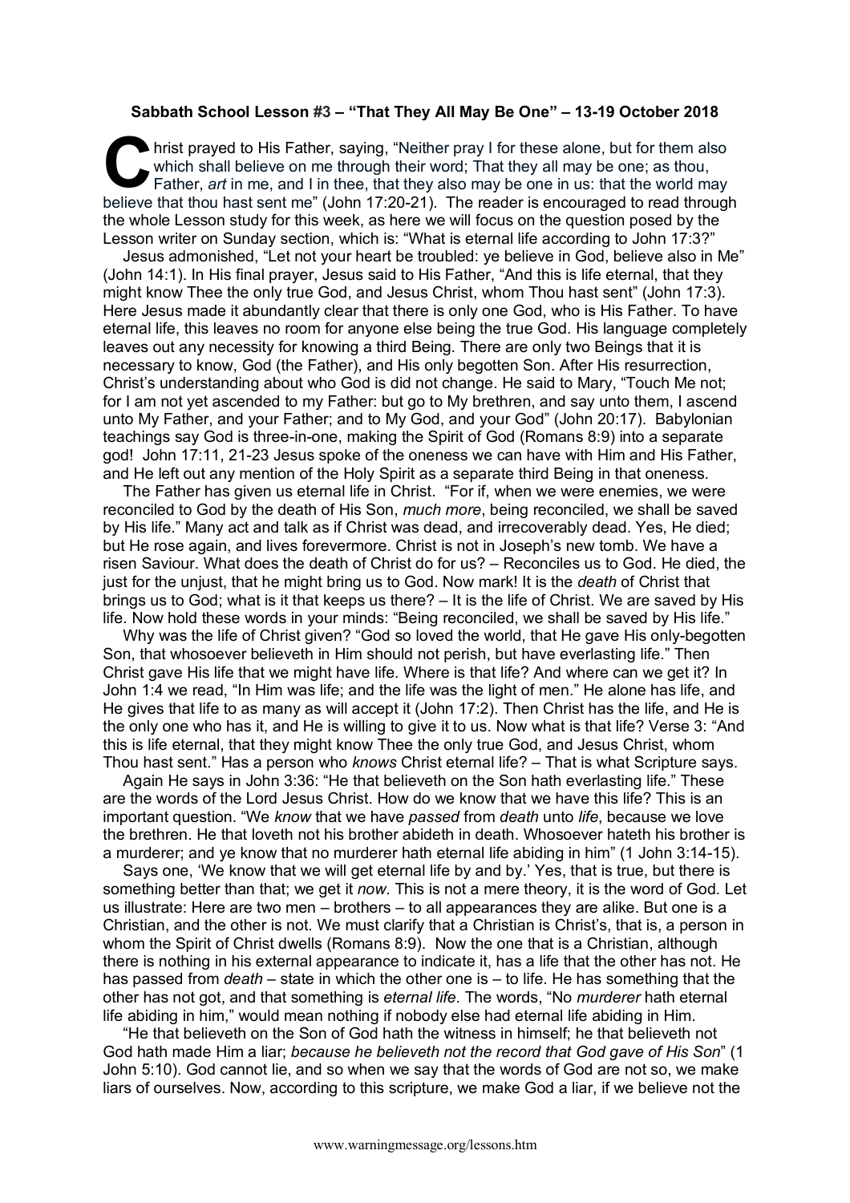**Sabbath School Lesson #3 – "That They All May Be One" – 13-19 October 2018**

Christ prayed to His Father, saying, "Neither pray I for these alone, but for them also which shall believe on me through their word; That they all may be one; as thou, Father, *art* in me, and I in thee, that they also may be one in us: that the world may believe that thou hast sent me" (John 17:20-21). The reader is encouraged to read through the whole Lesson study for this week, as here we will focus on the question posed by the Lesson writer on Sunday section, which is: "What is eternal life according to John 17:3?"

Jesus admonished, "Let not your heart be troubled: ye believe in God, believe also in Me" (John 14:1). In His final prayer, Jesus said to His Father, "And this is life eternal, that they might know Thee the only true God, and Jesus Christ, whom Thou hast sent" (John 17:3). Here Jesus made it abundantly clear that there is only one God, who is His Father. To have eternal life, this leaves no room for anyone else being the true God. His language completely leaves out any necessity for knowing a third Being. There are only two Beings that it is necessary to know, God (the Father), and His only begotten Son. After His resurrection, Christ's understanding about who God is did not change. He said to Mary, "Touch Me not; for I am not yet ascended to my Father: but go to My brethren, and say unto them, I ascend unto My Father, and your Father; and to My God, and your God" (John 20:17). Babylonian teachings say God is three-in-one, making the Spirit of God (Romans 8:9) into a separate god! John 17:11, 21-23 Jesus spoke of the oneness we can have with Him and His Father, and He left out any mention of the Holy Spirit as a separate third Being in that oneness.

The Father has given us eternal life in Christ. "For if, when we were enemies, we were reconciled to God by the death of His Son, *much more*, being reconciled, we shall be saved by His life." Many act and talk as if Christ was dead, and irrecoverably dead. Yes, He died; but He rose again, and lives forevermore. Christ is not in Joseph's new tomb. We have a risen Saviour. What does the death of Christ do for us? – Reconciles us to God. He died, the just for the unjust, that he might bring us to God. Now mark! It is the *death* of Christ that brings us to God; what is it that keeps us there? – It is the life of Christ. We are saved by His life. Now hold these words in your minds: "Being reconciled, we shall be saved by His life."

Why was the life of Christ given? "God so loved the world, that He gave His only-begotten Son, that whosoever believeth in Him should not perish, but have everlasting life." Then Christ gave His life that we might have life. Where is that life? And where can we get it? In John 1:4 we read, "In Him was life; and the life was the light of men." He alone has life, and He gives that life to as many as will accept it (John 17:2). Then Christ has the life, and He is the only one who has it, and He is willing to give it to us. Now what is that life? Verse 3: "And this is life eternal, that they might know Thee the only true God, and Jesus Christ, whom Thou hast sent." Has a person who *knows* Christ eternal life? – That is what Scripture says.

Again He says in John 3:36: "He that believeth on the Son hath everlasting life." These are the words of the Lord Jesus Christ. How do we know that we have this life? This is an important question. "We *know* that we have *passed* from *death* unto *life*, because we love the brethren. He that loveth not his brother abideth in death. Whosoever hateth his brother is a murderer; and ye know that no murderer hath eternal life abiding in him" (1 John 3:14-15).

Says one, 'We know that we will get eternal life by and by.' Yes, that is true, but there is something better than that; we get it *now*. This is not a mere theory, it is the word of God. Let us illustrate: Here are two men – brothers – to all appearances they are alike. But one is a Christian, and the other is not. We must clarify that a Christian is Christ's, that is, a person in whom the Spirit of Christ dwells (Romans 8:9). Now the one that is a Christian, although there is nothing in his external appearance to indicate it, has a life that the other has not. He has passed from *death* – state in which the other one is – to life. He has something that the other has not got, and that something is *eternal life*. The words, "No *murderer* hath eternal life abiding in him," would mean nothing if nobody else had eternal life abiding in Him.

"He that believeth on the Son of God hath the witness in himself; he that believeth not God hath made Him a liar; *because he believeth not the record that God gave of His Son*" (1 John 5:10). God cannot lie, and so when we say that the words of God are not so, we make liars of ourselves. Now, according to this scripture, we make God a liar, if we believe not the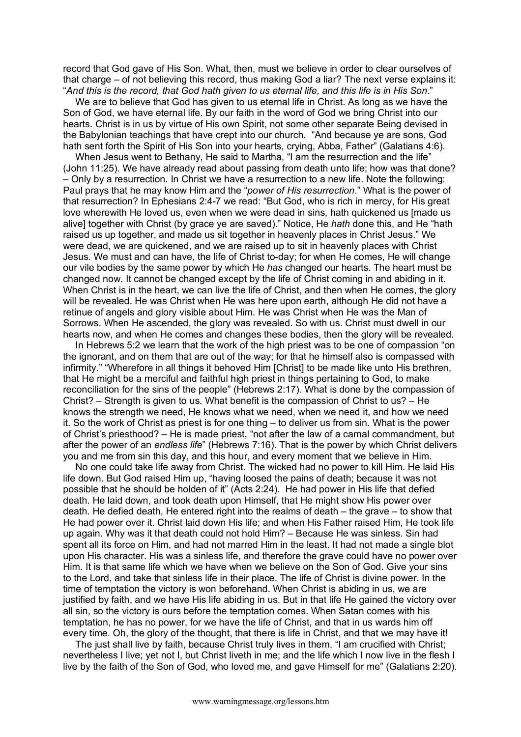record that God gave of His Son. What, then, must we believe in order to clear ourselves of that charge – of not believing this record, thus making God a liar? The next verse explains it: "*And this is the record, that God hath given to us eternal life, and this life is in His Son*."

We are to believe that God has given to us eternal life in Christ. As long as we have the Son of God, we have eternal life. By our faith in the word of God we bring Christ into our hearts. Christ is in us by virtue of His own Spirit, not some other separate Being devised in the Babylonian teachings that have crept into our church. "And because ye are sons, God hath sent forth the Spirit of His Son into your hearts, crying, Abba, Father" (Galatians 4:6).

When Jesus went to Bethany, He said to Martha, "I am the resurrection and the life" (John 11:25). We have already read about passing from death unto life; how was that done? – Only by a resurrection. In Christ we have a resurrection to a new life. Note the following: Paul prays that he may know Him and the "*power of His resurrection*." What is the power of that resurrection? In Ephesians 2:4-7 we read: "But God, who is rich in mercy, for His great love wherewith He loved us, even when we were dead in sins, hath quickened us [made us alive] together with Christ (by grace ye are saved)." Notice, He *hath* done this, and He "hath raised us up together, and made us sit together in heavenly places in Christ Jesus." We were dead, we are quickened, and we are raised up to sit in heavenly places with Christ Jesus. We must and can have, the life of Christ to-day; for when He comes, He will change our vile bodies by the same power by which He *has* changed our hearts. The heart must be changed now. It cannot be changed except by the life of Christ coming in and abiding in it. When Christ is in the heart, we can live the life of Christ, and then when He comes, the glory will be revealed. He was Christ when He was here upon earth, although He did not have a retinue of angels and glory visible about Him. He was Christ when He was the Man of Sorrows. When He ascended, the glory was revealed. So with us. Christ must dwell in our hearts now, and when He comes and changes these bodies, then the glory will be revealed.

In Hebrews 5:2 we learn that the work of the high priest was to be one of compassion "on the ignorant, and on them that are out of the way; for that he himself also is compassed with infirmity." "Wherefore in all things it behoved Him [Christ] to be made like unto His brethren, that He might be a merciful and faithful high priest in things pertaining to God, to make reconciliation for the sins of the people" (Hebrews 2:17). What is done by the compassion of Christ? – Strength is given to us. What benefit is the compassion of Christ to us? – He knows the strength we need, He knows what we need, when we need it, and how we need it. So the work of Christ as priest is for one thing – to deliver us from sin. What is the power of Christ's priesthood? – He is made priest, "not after the law of a carnal commandment, but after the power of an *endless life*" (Hebrews 7:16). That is the power by which Christ delivers you and me from sin this day, and this hour, and every moment that we believe in Him.

No one could take life away from Christ. The wicked had no power to kill Him. He laid His life down. But God raised Him up, "having loosed the pains of death; because it was not possible that he should be holden of it" (Acts 2:24). He had power in His life that defied death. He laid down, and took death upon Himself, that He might show His power over death. He defied death, He entered right into the realms of death – the grave – to show that He had power over it. Christ laid down His life; and when His Father raised Him, He took life up again. Why was it that death could not hold Him? – Because He was sinless. Sin had spent all its force on Him, and had not marred Him in the least. It had not made a single blot upon His character. His was a sinless life, and therefore the grave could have no power over Him. It is that same life which we have when we believe on the Son of God. Give your sins to the Lord, and take that sinless life in their place. The life of Christ is divine power. In the time of temptation the victory is won beforehand. When Christ is abiding in us, we are justified by faith, and we have His life abiding in us. But in that life He gained the victory over all sin, so the victory is ours before the temptation comes. When Satan comes with his temptation, he has no power, for we have the life of Christ, and that in us wards him off every time. Oh, the glory of the thought, that there is life in Christ, and that we may have it!

The just shall live by faith, because Christ truly lives in them. "I am crucified with Christ; nevertheless I live; yet not I, but Christ liveth in me; and the life which I now live in the flesh I live by the faith of the Son of God, who loved me, and gave Himself for me" (Galatians 2:20).